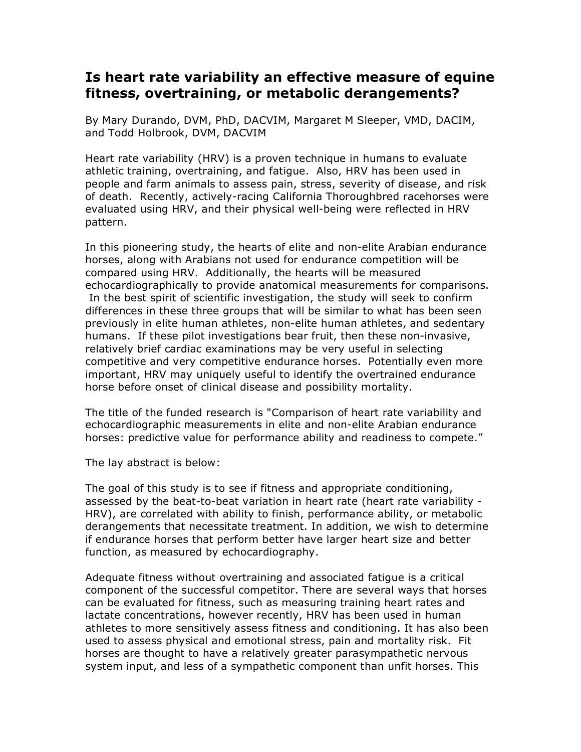# Is heart rate variability an effective measure of equine fitness, overtraining, or metabolic derangements?

By Mary Durando, DVM, PhD, DACVIM, Margaret M Sleeper, VMD, DACIM, and Todd Holbrook, DVM, DACVIM

Heart rate variability (HRV) is a proven technique in humans to evaluate athletic training, overtraining, and fatigue. Also, HRV has been used in people and farm animals to assess pain, stress, severity of disease, and risk of death. Recently, actively-racing California Thoroughbred racehorses were evaluated using HRV, and their physical well-being were reflected in HRV pattern.

In this pioneering study, the hearts of elite and non-elite Arabian endurance horses, along with Arabians not used for endurance competition will be compared using HRV. Additionally, the hearts will be measured echocardiographically to provide anatomical measurements for comparisons. In the best spirit of scientific investigation, the study will seek to confirm differences in these three groups that will be similar to what has been seen previously in elite human athletes, non-elite human athletes, and sedentary humans. If these pilot investigations bear fruit, then these non-invasive, relatively brief cardiac examinations may be very useful in selecting competitive and very competitive endurance horses. Potentially even more important, HRV may uniquely useful to identify the overtrained endurance horse before onset of clinical disease and possibility mortality.

The title of the funded research is "Comparison of heart rate variability and echocardiographic measurements in elite and non-elite Arabian endurance horses: predictive value for performance ability and readiness to compete."

The lay abstract is below:

The goal of this study is to see if fitness and appropriate conditioning, assessed by the beat-to-beat variation in heart rate (heart rate variability - HRV), are correlated with ability to finish, performance ability, or metabolic derangements that necessitate treatment. In addition, we wish to determine if endurance horses that perform better have larger heart size and better function, as measured by echocardiography.

Adequate fitness without overtraining and associated fatigue is a critical component of the successful competitor. There are several ways that horses can be evaluated for fitness, such as measuring training heart rates and lactate concentrations, however recently, HRV has been used in human athletes to more sensitively assess fitness and conditioning. It has also been used to assess physical and emotional stress, pain and mortality risk. Fit horses are thought to have a relatively greater parasympathetic nervous system input, and less of a sympathetic component than unfit horses. This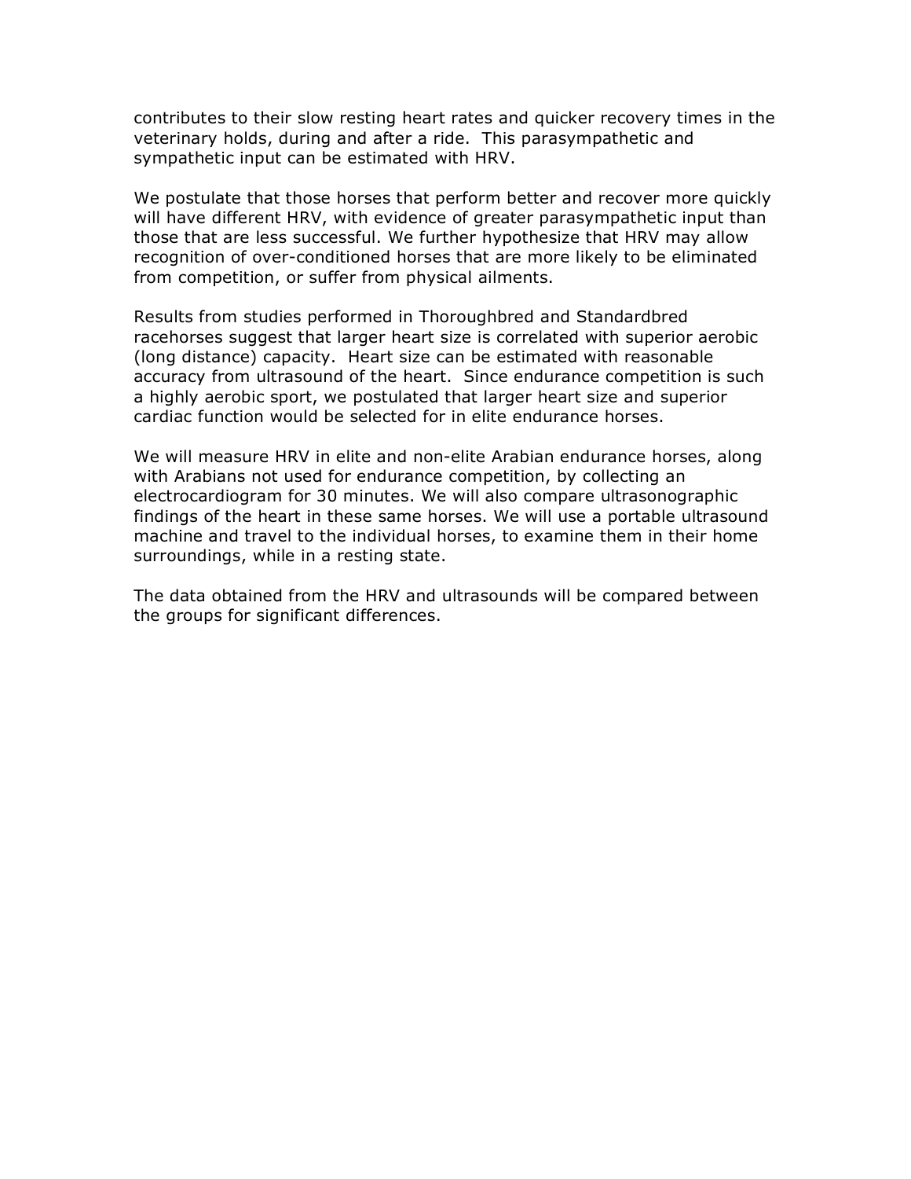contributes to their slow resting heart rates and quicker recovery times in the veterinary holds, during and after a ride. This parasympathetic and sympathetic input can be estimated with HRV.

We postulate that those horses that perform better and recover more quickly will have different HRV, with evidence of greater parasympathetic input than those that are less successful. We further hypothesize that HRV may allow recognition of over-conditioned horses that are more likely to be eliminated from competition, or suffer from physical ailments.

Results from studies performed in Thoroughbred and Standardbred racehorses suggest that larger heart size is correlated with superior aerobic (long distance) capacity. Heart size can be estimated with reasonable accuracy from ultrasound of the heart. Since endurance competition is such a highly aerobic sport, we postulated that larger heart size and superior cardiac function would be selected for in elite endurance horses.

We will measure HRV in elite and non-elite Arabian endurance horses, along with Arabians not used for endurance competition, by collecting an electrocardiogram for 30 minutes. We will also compare ultrasonographic findings of the heart in these same horses. We will use a portable ultrasound machine and travel to the individual horses, to examine them in their home surroundings, while in a resting state.

The data obtained from the HRV and ultrasounds will be compared between the groups for significant differences.